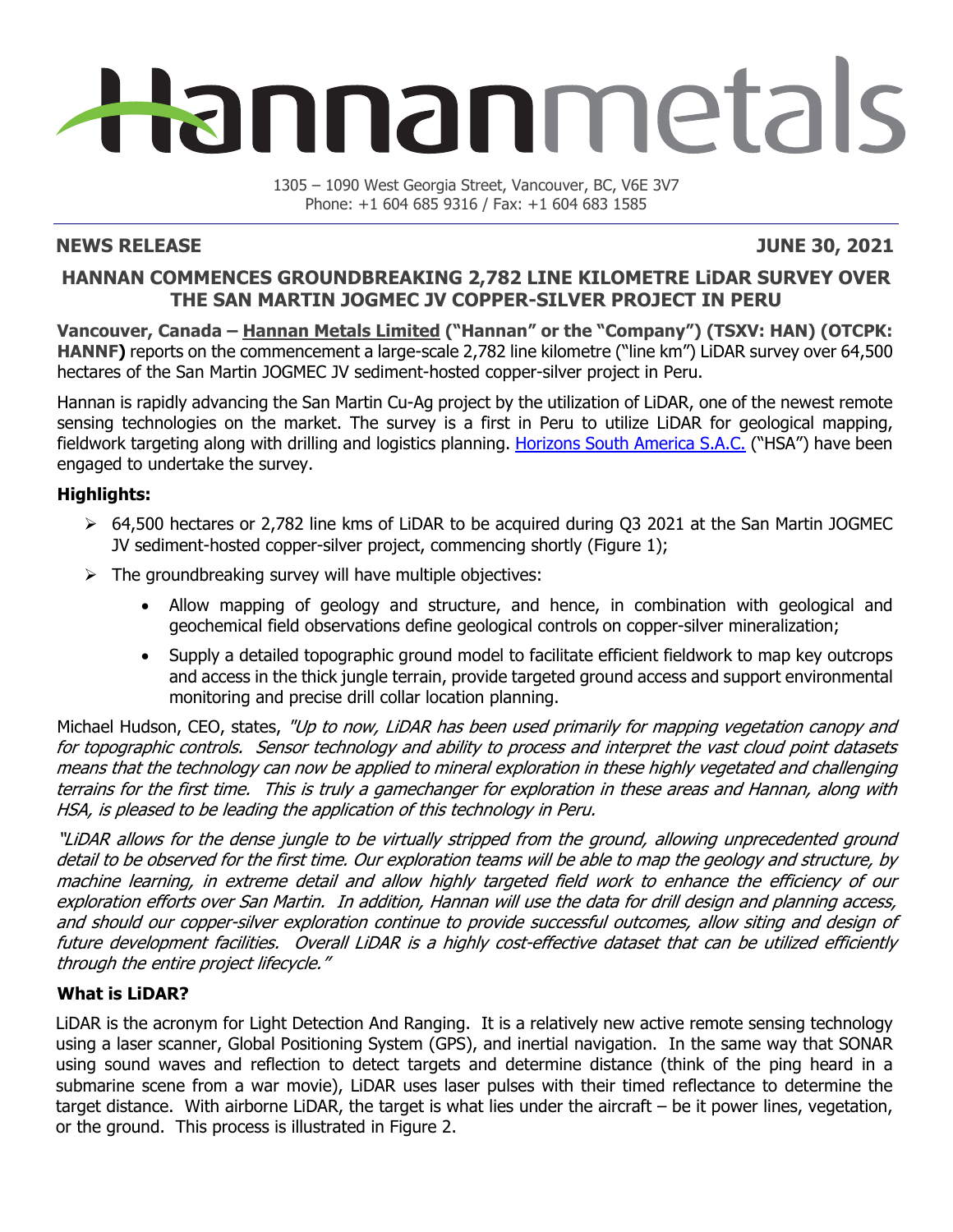# Hannanmetals

1305 – 1090 West Georgia Street, Vancouver, BC, V6E 3V7
Phone: +1 604 685 9316 / Fax: +1 604 683 1585

**NEWS RELEASE** **JUNE 30, 2021**

## HANNAN COMMENCES GROUNDBREAKING 2,782 LINE KILOMETRE LiDAR SURVEY OVER THE SAN MARTIN JOGMEC JV COPPER-SILVER PROJECT IN PERU

**Vancouver, Canada – Hannan Metals Limited ("Hannan" or the "Company") (TSXV: HAN) (OTCPK: HANNF)** reports on the commencement a large-scale 2,782 line kilometre ("line km") LiDAR survey over 64,500 hectares of the San Martin JOGMEC JV sediment-hosted copper-silver project in Peru.

Hannan is rapidly advancing the San Martin Cu-Ag project by the utilization of LiDAR, one of the newest remote sensing technologies on the market. The survey is a first in Peru to utilize LiDAR for geological mapping, fieldwork targeting along with drilling and logistics planning. Horizons South America S.A.C. ("HSA") have been engaged to undertake the survey.

### Highlights:

- 64,500 hectares or 2,782 line kms of LiDAR to be acquired during Q3 2021 at the San Martin JOGMEC JV sediment-hosted copper-silver project, commencing shortly (Figure 1);
- The groundbreaking survey will have multiple objectives:
  - Allow mapping of geology and structure, and hence, in combination with geological and geochemical field observations define geological controls on copper-silver mineralization;
  - Supply a detailed topographic ground model to facilitate efficient fieldwork to map key outcrops and access in the thick jungle terrain, provide targeted ground access and support environmental monitoring and precise drill collar location planning.

Michael Hudson, CEO, states, *"Up to now, LiDAR has been used primarily for mapping vegetation canopy and for topographic controls. Sensor technology and ability to process and interpret the vast cloud point datasets means that the technology can now be applied to mineral exploration in these highly vegetated and challenging terrains for the first time. This is truly a gamechanger for exploration in these areas and Hannan, along with HSA, is pleased to be leading the application of this technology in Peru.*

*"LiDAR allows for the dense jungle to be virtually stripped from the ground, allowing unprecedented ground detail to be observed for the first time. Our exploration teams will be able to map the geology and structure, by machine learning, in extreme detail and allow highly targeted field work to enhance the efficiency of our exploration efforts over San Martin. In addition, Hannan will use the data for drill design and planning access, and should our copper-silver exploration continue to provide successful outcomes, allow siting and design of future development facilities. Overall LiDAR is a highly cost-effective dataset that can be utilized efficiently through the entire project lifecycle."*

### What is LiDAR?

LiDAR is the acronym for Light Detection And Ranging. It is a relatively new active remote sensing technology using a laser scanner, Global Positioning System (GPS), and inertial navigation. In the same way that SONAR using sound waves and reflection to detect targets and determine distance (think of the ping heard in a submarine scene from a war movie), LiDAR uses laser pulses with their timed reflectance to determine the target distance. With airborne LiDAR, the target is what lies under the aircraft – be it power lines, vegetation, or the ground. This process is illustrated in Figure 2.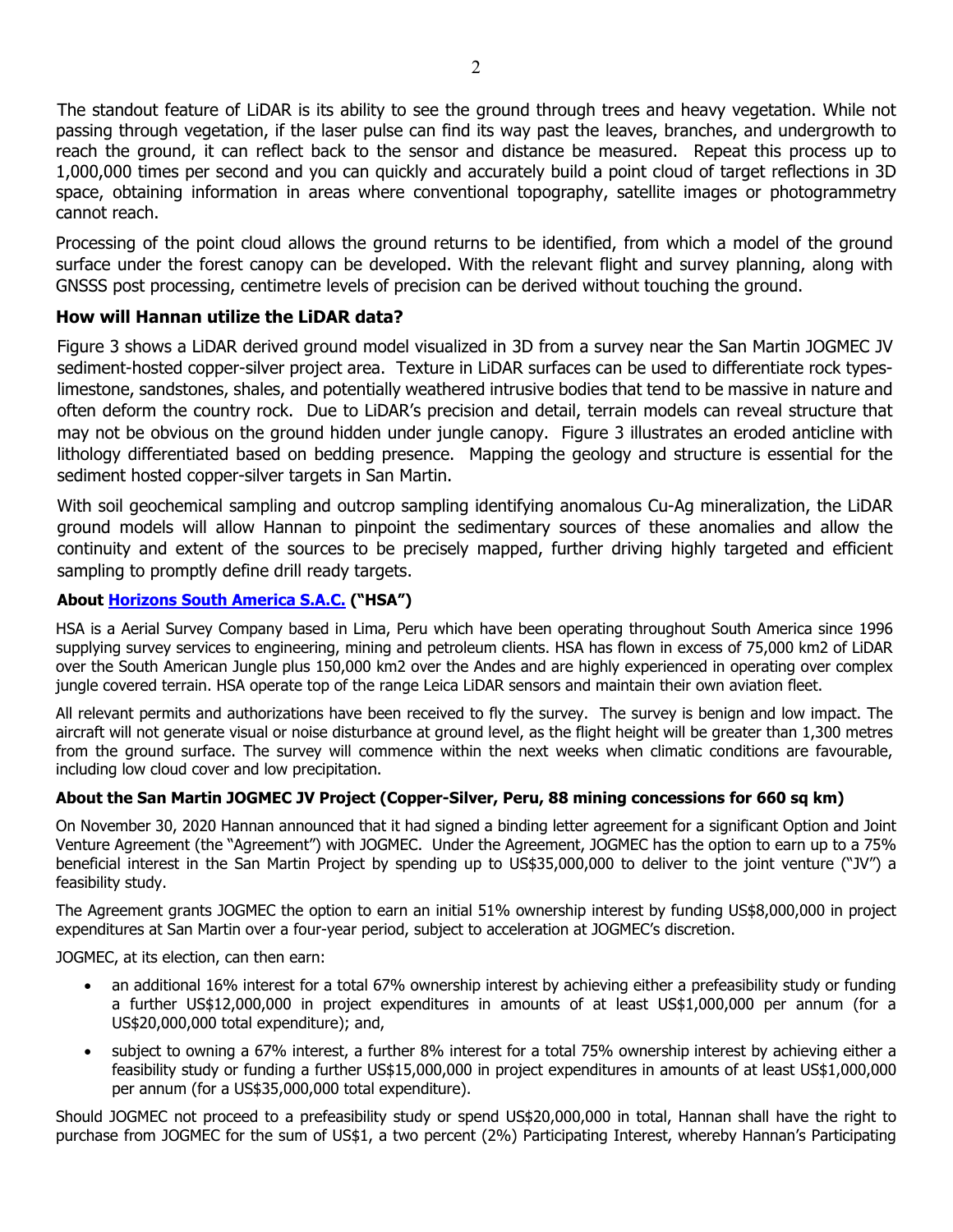The standout feature of LiDAR is its ability to see the ground through trees and heavy vegetation. While not passing through vegetation, if the laser pulse can find its way past the leaves, branches, and undergrowth to reach the ground, it can reflect back to the sensor and distance be measured. Repeat this process up to 1,000,000 times per second and you can quickly and accurately build a point cloud of target reflections in 3D space, obtaining information in areas where conventional topography, satellite images or photogrammetry cannot reach.

Processing of the point cloud allows the ground returns to be identified, from which a model of the ground surface under the forest canopy can be developed. With the relevant flight and survey planning, along with GNSSS post processing, centimetre levels of precision can be derived without touching the ground.

### How will Hannan utilize the LiDAR data?

Figure 3 shows a LiDAR derived ground model visualized in 3D from a survey near the San Martin JOGMEC JV sediment-hosted copper-silver project area. Texture in LiDAR surfaces can be used to differentiate rock types- limestone, sandstones, shales, and potentially weathered intrusive bodies that tend to be massive in nature and often deform the country rock. Due to LiDAR's precision and detail, terrain models can reveal structure that may not be obvious on the ground hidden under jungle canopy. Figure 3 illustrates an eroded anticline with lithology differentiated based on bedding presence. Mapping the geology and structure is essential for the sediment hosted copper-silver targets in San Martin.

With soil geochemical sampling and outcrop sampling identifying anomalous Cu-Ag mineralization, the LiDAR ground models will allow Hannan to pinpoint the sedimentary sources of these anomalies and allow the continuity and extent of the sources to be precisely mapped, further driving highly targeted and efficient sampling to promptly define drill ready targets.

### About Horizons South America S.A.C. ("HSA")

HSA is a Aerial Survey Company based in Lima, Peru which have been operating throughout South America since 1996 supplying survey services to engineering, mining and petroleum clients. HSA has flown in excess of 75,000 km2 of LiDAR over the South American Jungle plus 150,000 km2 over the Andes and are highly experienced in operating over complex jungle covered terrain. HSA operate top of the range Leica LiDAR sensors and maintain their own aviation fleet.

All relevant permits and authorizations have been received to fly the survey. The survey is benign and low impact. The aircraft will not generate visual or noise disturbance at ground level, as the flight height will be greater than 1,300 metres from the ground surface. The survey will commence within the next weeks when climatic conditions are favourable, including low cloud cover and low precipitation.

### About the San Martin JOGMEC JV Project (Copper-Silver, Peru, 88 mining concessions for 660 sq km)

On November 30, 2020 Hannan announced that it had signed a binding letter agreement for a significant Option and Joint Venture Agreement (the "Agreement") with JOGMEC. Under the Agreement, JOGMEC has the option to earn up to a 75% beneficial interest in the San Martin Project by spending up to US$35,000,000 to deliver to the joint venture ("JV") a feasibility study.

The Agreement grants JOGMEC the option to earn an initial 51% ownership interest by funding US$8,000,000 in project expenditures at San Martin over a four-year period, subject to acceleration at JOGMEC's discretion.

JOGMEC, at its election, can then earn:

- an additional 16% interest for a total 67% ownership interest by achieving either a prefeasibility study or funding a further US$12,000,000 in project expenditures in amounts of at least US$1,000,000 per annum (for a US$20,000,000 total expenditure); and,
- subject to owning a 67% interest, a further 8% interest for a total 75% ownership interest by achieving either a feasibility study or funding a further US$15,000,000 in project expenditures in amounts of at least US$1,000,000 per annum (for a US$35,000,000 total expenditure).

Should JOGMEC not proceed to a prefeasibility study or spend US$20,000,000 in total, Hannan shall have the right to purchase from JOGMEC for the sum of US$1, a two percent (2%) Participating Interest, whereby Hannan's Participating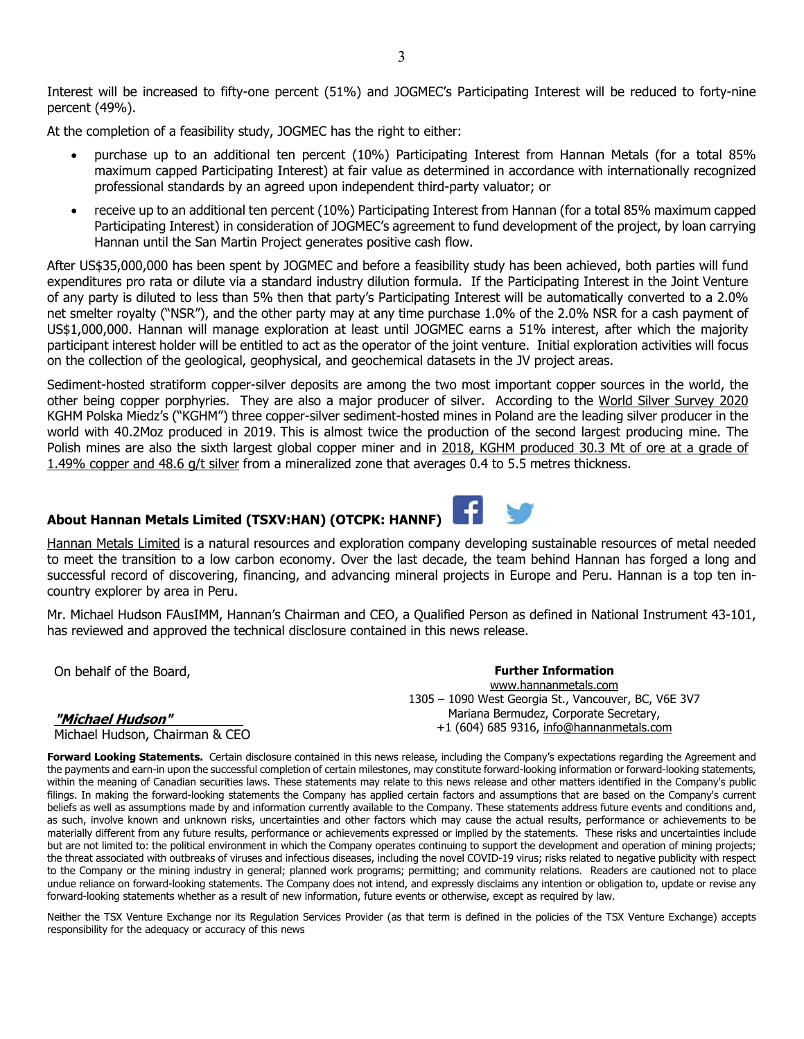Interest will be increased to fifty-one percent (51%) and JOGMEC's Participating Interest will be reduced to forty-nine percent (49%).

At the completion of a feasibility study, JOGMEC has the right to either:

- purchase up to an additional ten percent (10%) Participating Interest from Hannan Metals (for a total 85% maximum capped Participating Interest) at fair value as determined in accordance with internationally recognized professional standards by an agreed upon independent third-party valuator; or
- receive up to an additional ten percent (10%) Participating Interest from Hannan (for a total 85% maximum capped Participating Interest) in consideration of JOGMEC's agreement to fund development of the project, by loan carrying Hannan until the San Martin Project generates positive cash flow.

After US$35,000,000 has been spent by JOGMEC and before a feasibility study has been achieved, both parties will fund expenditures pro rata or dilute via a standard industry dilution formula. If the Participating Interest in the Joint Venture of any party is diluted to less than 5% then that party's Participating Interest will be automatically converted to a 2.0% net smelter royalty ("NSR"), and the other party may at any time purchase 1.0% of the 2.0% NSR for a cash payment of US$1,000,000. Hannan will manage exploration at least until JOGMEC earns a 51% interest, after which the majority participant interest holder will be entitled to act as the operator of the joint venture. Initial exploration activities will focus on the collection of the geological, geophysical, and geochemical datasets in the JV project areas.

Sediment-hosted stratiform copper-silver deposits are among the two most important copper sources in the world, the other being copper porphyries. They are also a major producer of silver. According to the World Silver Survey 2020 KGHM Polska Miedz's ("KGHM") three copper-silver sediment-hosted mines in Poland are the leading silver producer in the world with 40.2Moz produced in 2019. This is almost twice the production of the second largest producing mine. The Polish mines are also the sixth largest global copper miner and in 2018, KGHM produced 30.3 Mt of ore at a grade of 1.49% copper and 48.6 g/t silver from a mineralized zone that averages 0.4 to 5.5 metres thickness.

## About Hannan Metals Limited (TSXV:HAN) (OTCPK: HANNF)

Hannan Metals Limited is a natural resources and exploration company developing sustainable resources of metal needed to meet the transition to a low carbon economy. Over the last decade, the team behind Hannan has forged a long and successful record of discovering, financing, and advancing mineral projects in Europe and Peru. Hannan is a top ten in-country explorer by area in Peru.

Mr. Michael Hudson FAusIMM, Hannan's Chairman and CEO, a Qualified Person as defined in National Instrument 43-101, has reviewed and approved the technical disclosure contained in this news release.

On behalf of the Board,

***"Michael Hudson"***
Michael Hudson, Chairman & CEO

**Further Information**
www.hannanmetals.com
1305 – 1090 West Georgia St., Vancouver, BC, V6E 3V7
Mariana Bermudez, Corporate Secretary,
+1 (604) 685 9316, info@hannanmetals.com

**Forward Looking Statements.** Certain disclosure contained in this news release, including the Company's expectations regarding the Agreement and the payments and earn-in upon the successful completion of certain milestones, may constitute forward-looking information or forward-looking statements, within the meaning of Canadian securities laws. These statements may relate to this news release and other matters identified in the Company's public filings. In making the forward-looking statements the Company has applied certain factors and assumptions that are based on the Company's current beliefs as well as assumptions made by and information currently available to the Company. These statements address future events and conditions and, as such, involve known and unknown risks, uncertainties and other factors which may cause the actual results, performance or achievements to be materially different from any future results, performance or achievements expressed or implied by the statements. These risks and uncertainties include but are not limited to: the political environment in which the Company operates continuing to support the development and operation of mining projects; the threat associated with outbreaks of viruses and infectious diseases, including the novel COVID-19 virus; risks related to negative publicity with respect to the Company or the mining industry in general; planned work programs; permitting; and community relations. Readers are cautioned not to place undue reliance on forward-looking statements. The Company does not intend, and expressly disclaims any intention or obligation to, update or revise any forward-looking statements whether as a result of new information, future events or otherwise, except as required by law.

Neither the TSX Venture Exchange nor its Regulation Services Provider (as that term is defined in the policies of the TSX Venture Exchange) accepts responsibility for the adequacy or accuracy of this news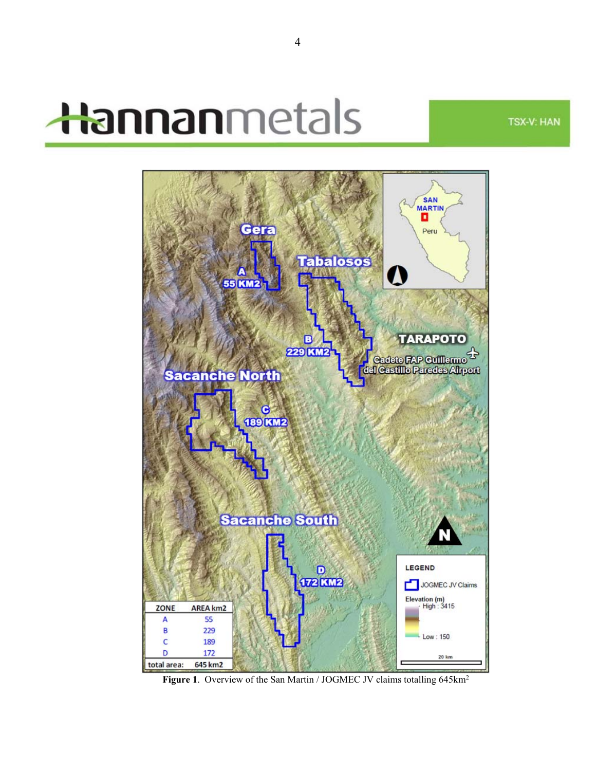**Figure 1**. Overview of the San Martin / JOGMEC JV claims totalling 645km$^2$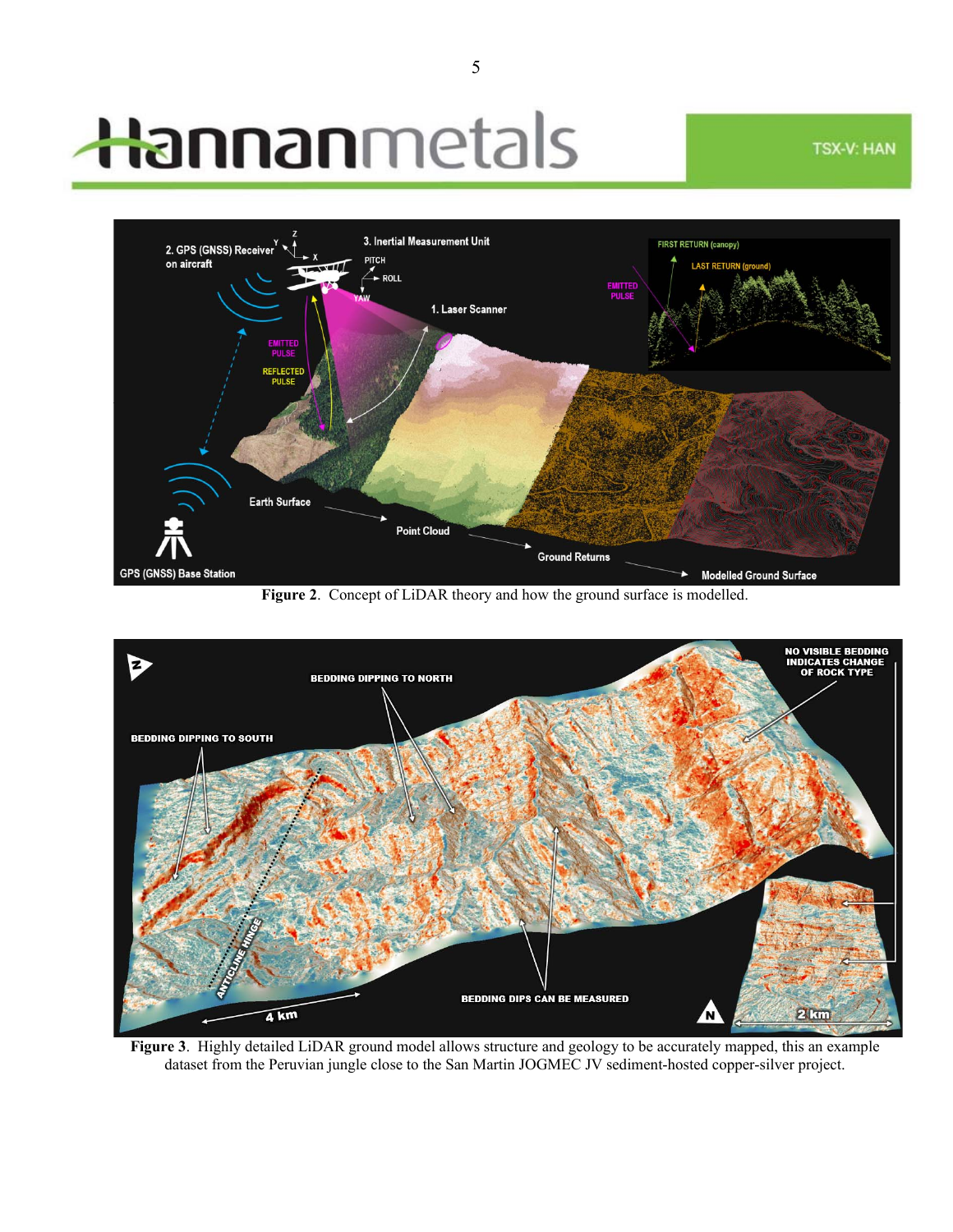Figure 2. Concept of LiDAR theory and how the ground surface is modelled.

Figure 3. Highly detailed LiDAR ground model allows structure and geology to be accurately mapped, this an example dataset from the Peruvian jungle close to the San Martin JOGMEC JV sediment-hosted copper-silver project.